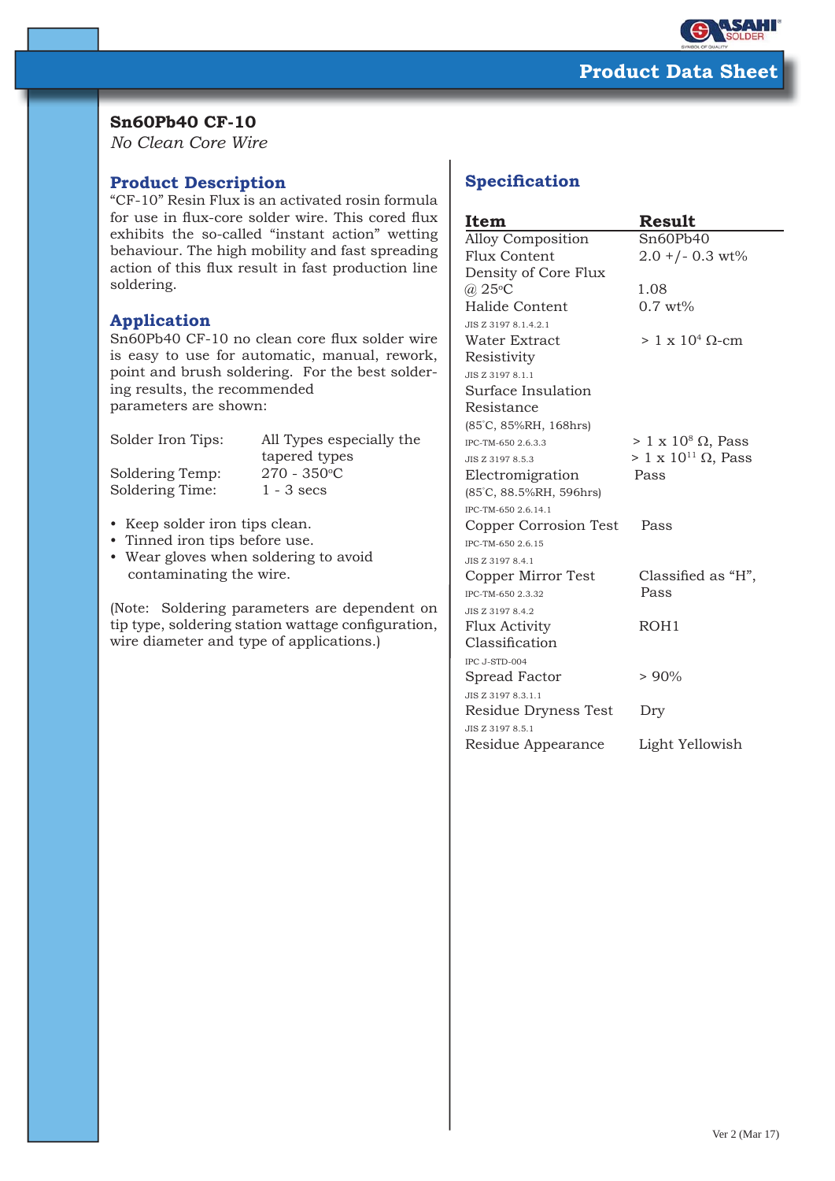# Product Data Sheet

## Sn60Pb40 CF-10

*No Clean Core Wire*

## Product Description

"CF-10" Resin Flux is an activated rosin formula for use in flux-core solder wire. This cored flux exhibits the so-called "instant action" wetting behaviour. The high mobility and fast spreading action of this flux result in fast production line soldering.

## Application

Sn60Pb40 CF-10 no clean core flux solder wire is easy to use for automatic, manual, rework, point and brush soldering. For the best soldering results, the recommended parameters are shown:

| | |
|---|---|
| Solder Iron Tips: | All Types especially the tapered types |
| Soldering Temp: | 270 - 350°C |
| Soldering Time: | 1 - 3 secs |

- Keep solder iron tips clean.
- Tinned iron tips before use.
- Wear gloves when soldering to avoid contaminating the wire.

(Note: Soldering parameters are dependent on tip type, soldering station wattage configuration, wire diameter and type of applications.)

## Specification

| Item | Result |
|---|---|
| Alloy Composition | Sn60Pb40 |
| Flux Content | 2.0 +/- 0.3 wt% |
| Density of Core Flux @ 25°C | 1.08 |
| Halide Content<br>JIS Z 3197 8.1.4.2.1 | 0.7 wt% |
| Water Extract Resistivity<br>JIS Z 3197 8.1.1 | > 1 x $10^4$ Ω-cm |
| Surface Insulation Resistance (85°C, 85%RH, 168hrs)<br>IPC-TM-650 2.6.3.3 | > 1 x $10^8$ Ω, Pass |
| JIS Z 3197 8.5.3 | > 1 x $10^{11}$ Ω, Pass |
| Electromigration (85°C, 88.5%RH, 596hrs)<br>IPC-TM-650 2.6.14.1 | Pass |
| Copper Corrosion Test<br>IPC-TM-650 2.6.15<br>JIS Z 3197 8.4.1 | Pass |
| Copper Mirror Test<br>IPC-TM-650 2.3.32<br>JIS Z 3197 8.4.2 | Classified as "H", Pass |
| Flux Activity Classification<br>IPC J-STD-004 | ROH1 |
| Spread Factor<br>JIS Z 3197 8.3.1.1 | > 90% |
| Residue Dryness Test<br>JIS Z 3197 8.5.1 | Dry |
| Residue Appearance | Light Yellowish |

Ver 2 (Mar 17)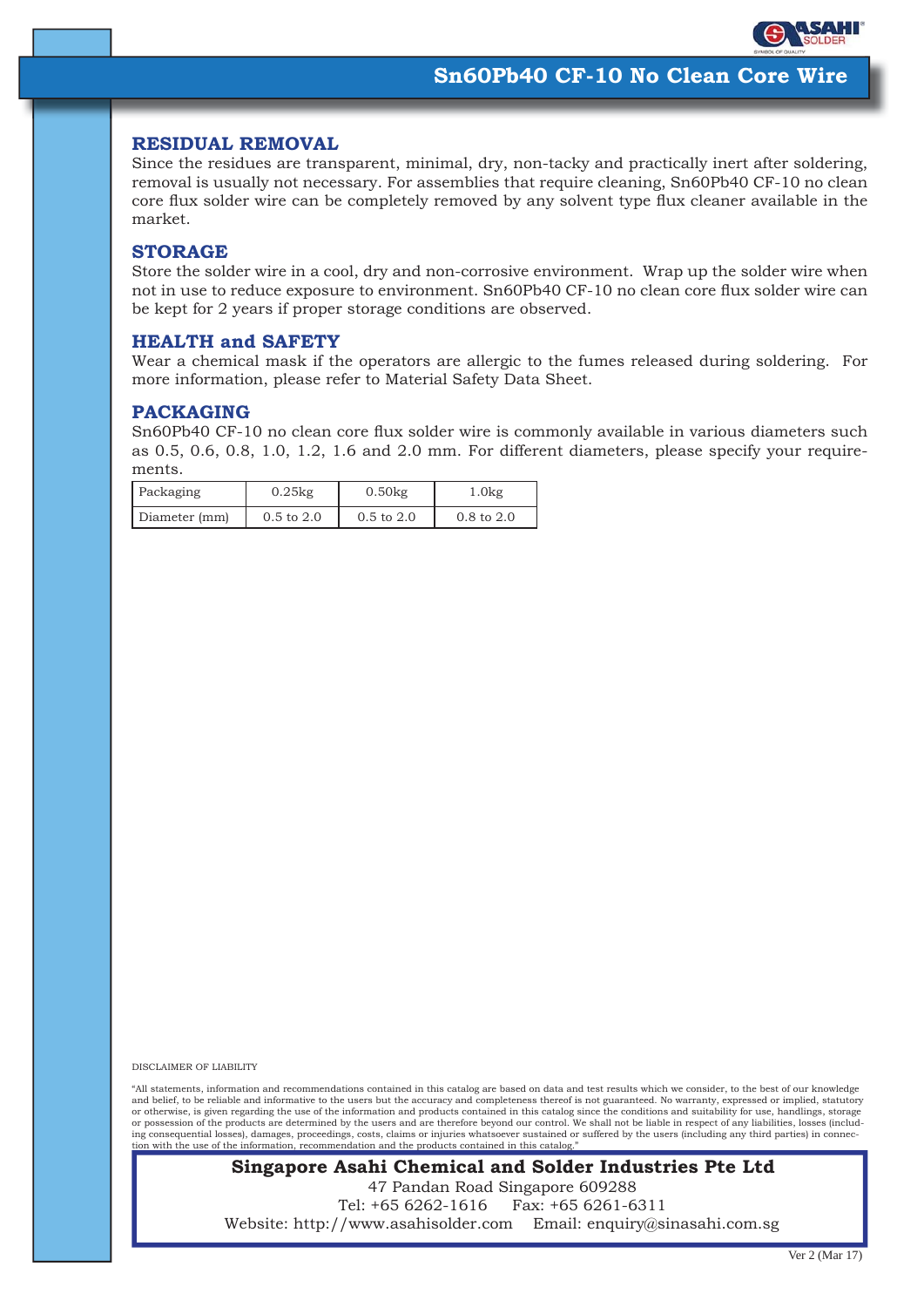## RESIDUAL REMOVAL

Since the residues are transparent, minimal, dry, non-tacky and practically inert after soldering, removal is usually not necessary. For assemblies that require cleaning, Sn60Pb40 CF-10 no clean core flux solder wire can be completely removed by any solvent type flux cleaner available in the market.

## STORAGE

Store the solder wire in a cool, dry and non-corrosive environment. Wrap up the solder wire when not in use to reduce exposure to environment. Sn60Pb40 CF-10 no clean core flux solder wire can be kept for 2 years if proper storage conditions are observed.

## HEALTH and SAFETY

Wear a chemical mask if the operators are allergic to the fumes released during soldering. For more information, please refer to Material Safety Data Sheet.

## PACKAGING

Sn60Pb40 CF-10 no clean core flux solder wire is commonly available in various diameters such as 0.5, 0.6, 0.8, 1.0, 1.2, 1.6 and 2.0 mm. For different diameters, please specify your requirements.

| Packaging | 0.25kg | 0.50kg | 1.0kg |
|---|---|---|---|
| Diameter (mm) | 0.5 to 2.0 | 0.5 to 2.0 | 0.8 to 2.0 |

DISCLAIMER OF LIABILITY

"All statements, information and recommendations contained in this catalog are based on data and test results which we consider, to the best of our knowledge and belief, to be reliable and informative to the users but the accuracy and completeness thereof is not guaranteed. No warranty, expressed or implied, statutory or otherwise, is given regarding the use of the information and products contained in this catalog since the conditions and suitability for use, handlings, storage or possession of the products are determined by the users and are therefore beyond our control. We shall not be liable in respect of any liabilities, losses (including consequential losses), damages, proceedings, costs, claims or injuries whatsoever sustained or suffered by the users (including any third parties) in connection with the use of the information, recommendation and the products contained in this catalog."

**Singapore Asahi Chemical and Solder Industries Pte Ltd**
47 Pandan Road Singapore 609288
Tel: +65 6262-1616 Fax: +65 6261-6311
Website: http://www.asahisolder.com Email: enquiry@sinasahi.com.sg

Ver 2 (Mar 17)